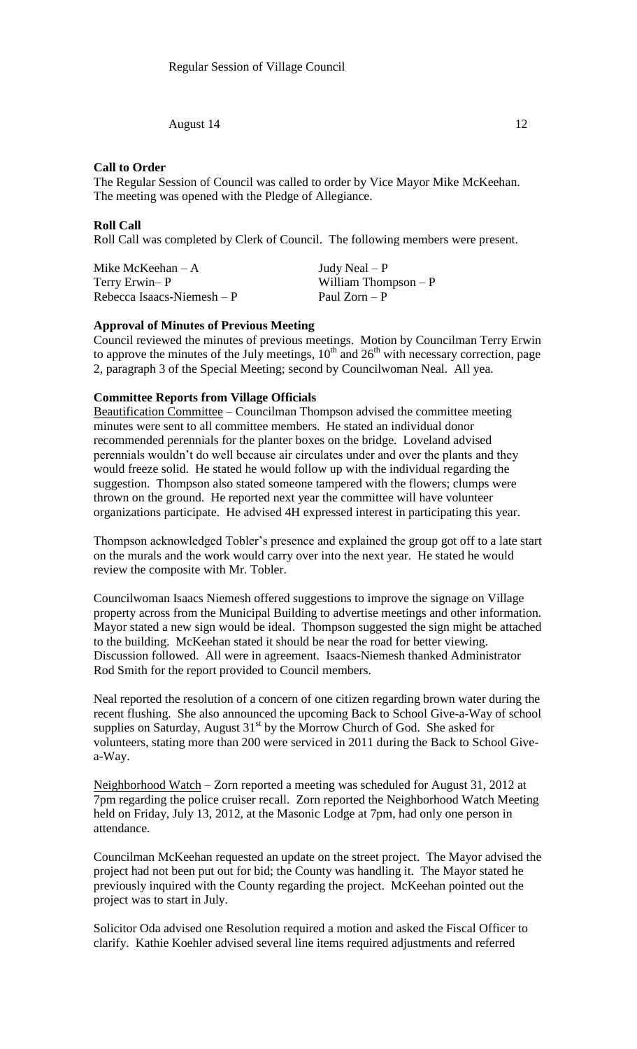Regular Session of Village Council

August 14 12

**Call to Order**

The Regular Session of Council was called to order by Vice Mayor Mike McKeehan. The meeting was opened with the Pledge of Allegiance.

**Roll Call**

Roll Call was completed by Clerk of Council. The following members were present.

| | |
|---|---|
| Mike McKeehan – A | Judy Neal – P |
| Terry Erwin– P | William Thompson – P |
| Rebecca Isaacs-Niemesh – P | Paul Zorn – P |

**Approval of Minutes of Previous Meeting**

Council reviewed the minutes of previous meetings. Motion by Councilman Terry Erwin to approve the minutes of the July meetings, 10th and 26th with necessary correction, page 2, paragraph 3 of the Special Meeting; second by Councilwoman Neal. All yea.

**Committee Reports from Village Officials**

Beautification Committee – Councilman Thompson advised the committee meeting minutes were sent to all committee members. He stated an individual donor recommended perennials for the planter boxes on the bridge. Loveland advised perennials wouldn't do well because air circulates under and over the plants and they would freeze solid. He stated he would follow up with the individual regarding the suggestion. Thompson also stated someone tampered with the flowers; clumps were thrown on the ground. He reported next year the committee will have volunteer organizations participate. He advised 4H expressed interest in participating this year.

Thompson acknowledged Tobler's presence and explained the group got off to a late start on the murals and the work would carry over into the next year. He stated he would review the composite with Mr. Tobler.

Councilwoman Isaacs Niemesh offered suggestions to improve the signage on Village property across from the Municipal Building to advertise meetings and other information. Mayor stated a new sign would be ideal. Thompson suggested the sign might be attached to the building. McKeehan stated it should be near the road for better viewing. Discussion followed. All were in agreement. Isaacs-Niemesh thanked Administrator Rod Smith for the report provided to Council members.

Neal reported the resolution of a concern of one citizen regarding brown water during the recent flushing. She also announced the upcoming Back to School Give-a-Way of school supplies on Saturday, August 31st by the Morrow Church of God. She asked for volunteers, stating more than 200 were serviced in 2011 during the Back to School Give-a-Way.

Neighborhood Watch – Zorn reported a meeting was scheduled for August 31, 2012 at 7pm regarding the police cruiser recall. Zorn reported the Neighborhood Watch Meeting held on Friday, July 13, 2012, at the Masonic Lodge at 7pm, had only one person in attendance.

Councilman McKeehan requested an update on the street project. The Mayor advised the project had not been put out for bid; the County was handling it. The Mayor stated he previously inquired with the County regarding the project. McKeehan pointed out the project was to start in July.

Solicitor Oda advised one Resolution required a motion and asked the Fiscal Officer to clarify. Kathie Koehler advised several line items required adjustments and referred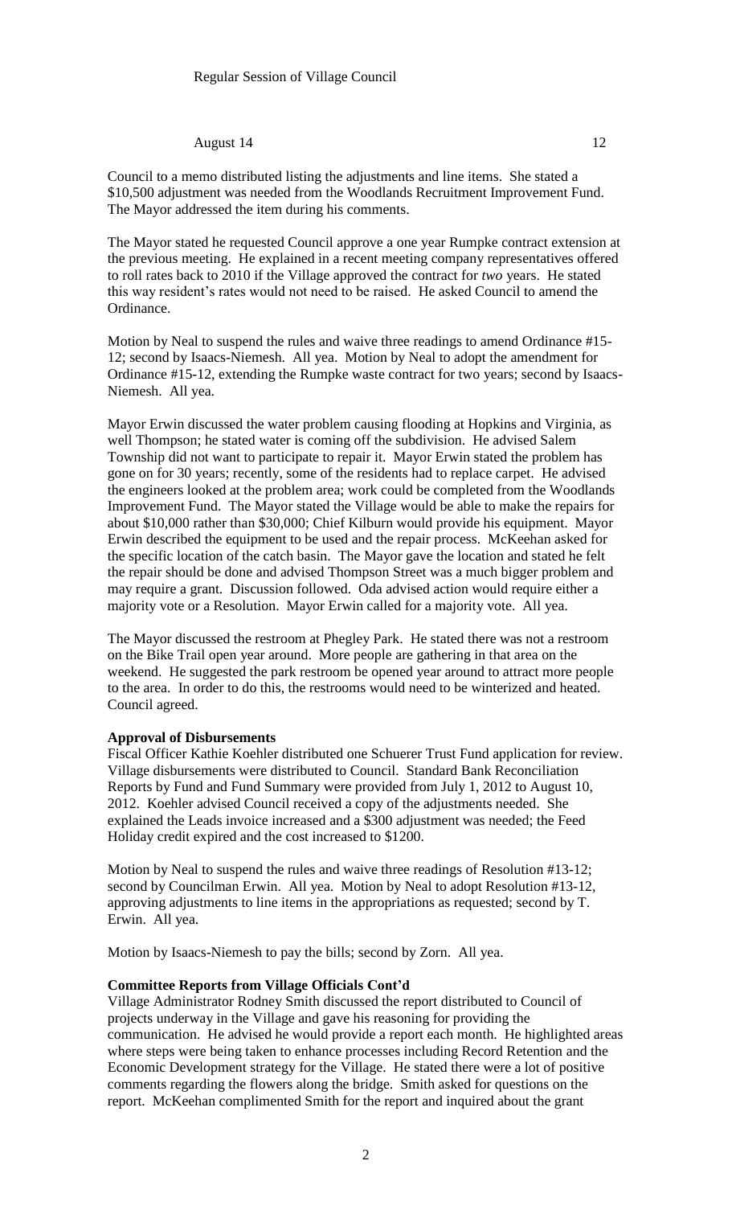Council to a memo distributed listing the adjustments and line items. She stated a $10,500 adjustment was needed from the Woodlands Recruitment Improvement Fund. The Mayor addressed the item during his comments.

The Mayor stated he requested Council approve a one year Rumpke contract extension at the previous meeting. He explained in a recent meeting company representatives offered to roll rates back to 2010 if the Village approved the contract for *two* years. He stated this way resident's rates would not need to be raised. He asked Council to amend the Ordinance.

Motion by Neal to suspend the rules and waive three readings to amend Ordinance #15-12; second by Isaacs-Niemesh. All yea. Motion by Neal to adopt the amendment for Ordinance #15-12, extending the Rumpke waste contract for two years; second by Isaacs-Niemesh. All yea.

Mayor Erwin discussed the water problem causing flooding at Hopkins and Virginia, as well Thompson; he stated water is coming off the subdivision. He advised Salem Township did not want to participate to repair it. Mayor Erwin stated the problem has gone on for 30 years; recently, some of the residents had to replace carpet. He advised the engineers looked at the problem area; work could be completed from the Woodlands Improvement Fund. The Mayor stated the Village would be able to make the repairs for about $10,000 rather than $30,000; Chief Kilburn would provide his equipment. Mayor Erwin described the equipment to be used and the repair process. McKeehan asked for the specific location of the catch basin. The Mayor gave the location and stated he felt the repair should be done and advised Thompson Street was a much bigger problem and may require a grant. Discussion followed. Oda advised action would require either a majority vote or a Resolution. Mayor Erwin called for a majority vote. All yea.

The Mayor discussed the restroom at Phegley Park. He stated there was not a restroom on the Bike Trail open year around. More people are gathering in that area on the weekend. He suggested the park restroom be opened year around to attract more people to the area. In order to do this, the restrooms would need to be winterized and heated. Council agreed.

**Approval of Disbursements**

Fiscal Officer Kathie Koehler distributed one Schuerer Trust Fund application for review. Village disbursements were distributed to Council. Standard Bank Reconciliation Reports by Fund and Fund Summary were provided from July 1, 2012 to August 10, 2012. Koehler advised Council received a copy of the adjustments needed. She explained the Leads invoice increased and a $300 adjustment was needed; the Feed Holiday credit expired and the cost increased to $1200.

Motion by Neal to suspend the rules and waive three readings of Resolution #13-12; second by Councilman Erwin. All yea. Motion by Neal to adopt Resolution #13-12, approving adjustments to line items in the appropriations as requested; second by T. Erwin. All yea.

Motion by Isaacs-Niemesh to pay the bills; second by Zorn. All yea.

**Committee Reports from Village Officials Cont'd**

Village Administrator Rodney Smith discussed the report distributed to Council of projects underway in the Village and gave his reasoning for providing the communication. He advised he would provide a report each month. He highlighted areas where steps were being taken to enhance processes including Record Retention and the Economic Development strategy for the Village. He stated there were a lot of positive comments regarding the flowers along the bridge. Smith asked for questions on the report. McKeehan complimented Smith for the report and inquired about the grant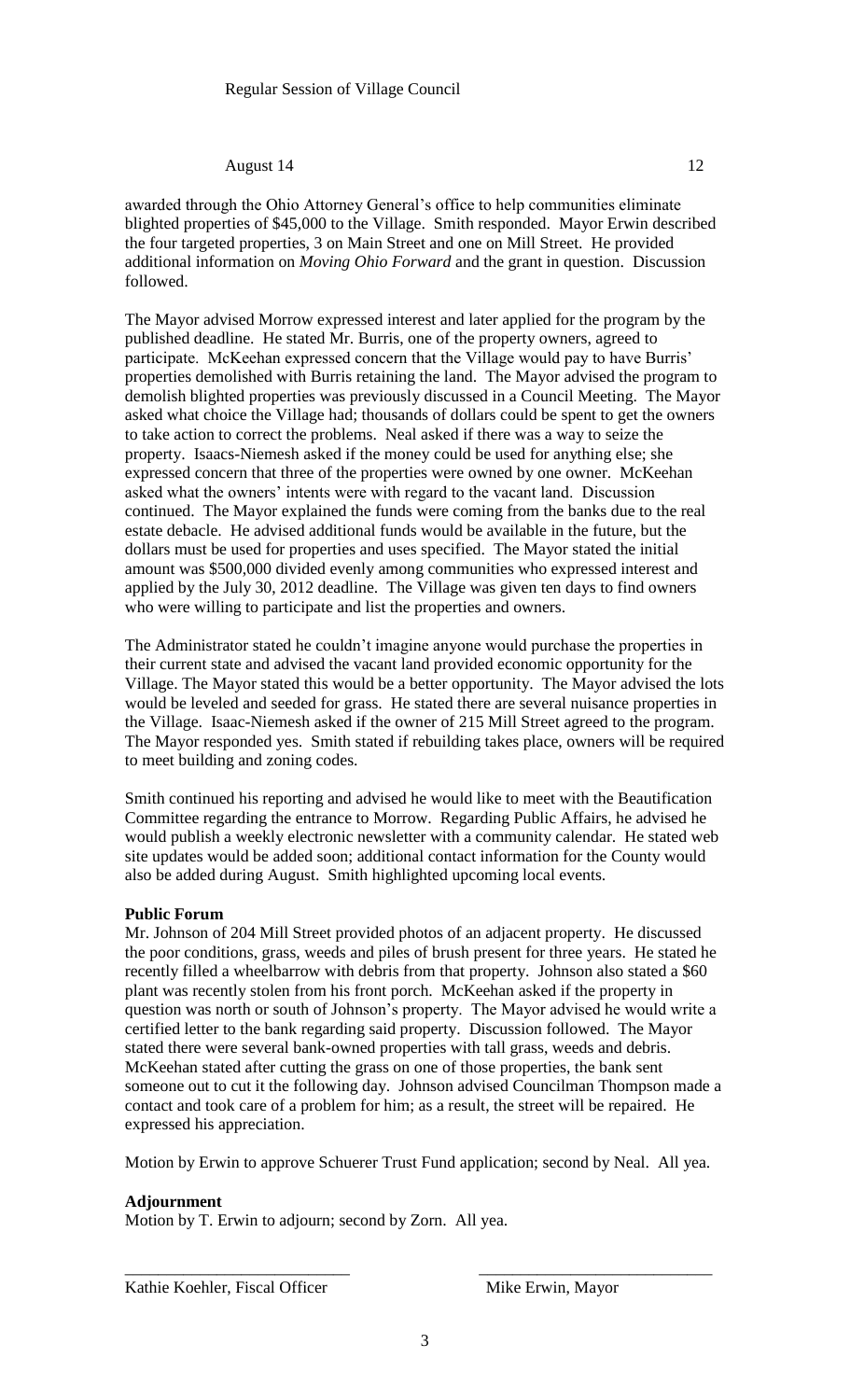awarded through the Ohio Attorney General's office to help communities eliminate blighted properties of $45,000 to the Village. Smith responded. Mayor Erwin described the four targeted properties, 3 on Main Street and one on Mill Street. He provided additional information on *Moving Ohio Forward* and the grant in question. Discussion followed.

The Mayor advised Morrow expressed interest and later applied for the program by the published deadline. He stated Mr. Burris, one of the property owners, agreed to participate. McKeehan expressed concern that the Village would pay to have Burris' properties demolished with Burris retaining the land. The Mayor advised the program to demolish blighted properties was previously discussed in a Council Meeting. The Mayor asked what choice the Village had; thousands of dollars could be spent to get the owners to take action to correct the problems. Neal asked if there was a way to seize the property. Isaacs-Niemesh asked if the money could be used for anything else; she expressed concern that three of the properties were owned by one owner. McKeehan asked what the owners' intents were with regard to the vacant land. Discussion continued. The Mayor explained the funds were coming from the banks due to the real estate debacle. He advised additional funds would be available in the future, but the dollars must be used for properties and uses specified. The Mayor stated the initial amount was $500,000 divided evenly among communities who expressed interest and applied by the July 30, 2012 deadline. The Village was given ten days to find owners who were willing to participate and list the properties and owners.

The Administrator stated he couldn't imagine anyone would purchase the properties in their current state and advised the vacant land provided economic opportunity for the Village. The Mayor stated this would be a better opportunity. The Mayor advised the lots would be leveled and seeded for grass. He stated there are several nuisance properties in the Village. Isaac-Niemesh asked if the owner of 215 Mill Street agreed to the program. The Mayor responded yes. Smith stated if rebuilding takes place, owners will be required to meet building and zoning codes.

Smith continued his reporting and advised he would like to meet with the Beautification Committee regarding the entrance to Morrow. Regarding Public Affairs, he advised he would publish a weekly electronic newsletter with a community calendar. He stated web site updates would be added soon; additional contact information for the County would also be added during August. Smith highlighted upcoming local events.

**Public Forum**

Mr. Johnson of 204 Mill Street provided photos of an adjacent property. He discussed the poor conditions, grass, weeds and piles of brush present for three years. He stated he recently filled a wheelbarrow with debris from that property. Johnson also stated a $60 plant was recently stolen from his front porch. McKeehan asked if the property in question was north or south of Johnson's property. The Mayor advised he would write a certified letter to the bank regarding said property. Discussion followed. The Mayor stated there were several bank-owned properties with tall grass, weeds and debris. McKeehan stated after cutting the grass on one of those properties, the bank sent someone out to cut it the following day. Johnson advised Councilman Thompson made a contact and took care of a problem for him; as a result, the street will be repaired. He expressed his appreciation.

Motion by Erwin to approve Schuerer Trust Fund application; second by Neal. All yea.

**Adjournment**

Motion by T. Erwin to adjourn; second by Zorn. All yea.

\_\_\_\_\_\_\_\_\_\_\_\_\_\_\_\_\_\_\_\_\_\_\_\_\_\_\_\_ \_\_\_\_\_\_\_\_\_\_\_\_\_\_\_\_\_\_\_\_\_\_\_\_\_\_\_\_

Kathie Koehler, Fiscal Officer Mike Erwin, Mayor